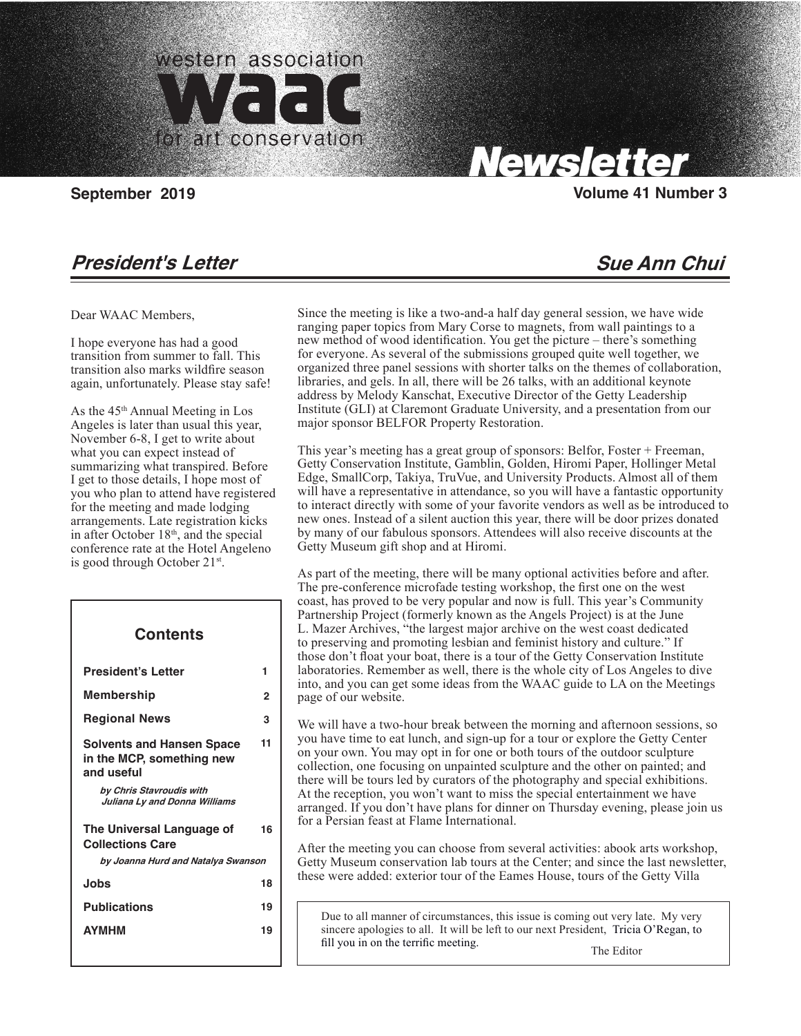# western association for art conservation (WAAC) Newsletter

**September 2019** **Volume 41 Number 3**

## *President's Letter* *Sue Ann Chui*

Dear WAAC Members,

I hope everyone has had a good transition from summer to fall. This transition also marks wildfire season again, unfortunately. Please stay safe!

As the 45th Annual Meeting in Los Angeles is later than usual this year, November 6-8, I get to write about what you can expect instead of summarizing what transpired. Before I get to those details, I hope most of you who plan to attend have registered for the meeting and made lodging arrangements. Late registration kicks in after October 18th, and the special conference rate at the Hotel Angeleno is good through October 21st.

Since the meeting is like a two-and-a half day general session, we have wide ranging paper topics from Mary Corse to magnets, from wall paintings to a new method of wood identification. You get the picture – there's something for everyone. As several of the submissions grouped quite well together, we organized three panel sessions with shorter talks on the themes of collaboration, libraries, and gels. In all, there will be 26 talks, with an additional keynote address by Melody Kanschat, Executive Director of the Getty Leadership Institute (GLI) at Claremont Graduate University, and a presentation from our major sponsor BELFOR Property Restoration.

This year's meeting has a great group of sponsors: Belfor, Foster + Freeman, Getty Conservation Institute, Gamblin, Golden, Hiromi Paper, Hollinger Metal Edge, SmallCorp, Takiya, TruVue, and University Products. Almost all of them will have a representative in attendance, so you will have a fantastic opportunity to interact directly with some of your favorite vendors as well as be introduced to new ones. Instead of a silent auction this year, there will be door prizes donated by many of our fabulous sponsors. Attendees will also receive discounts at the Getty Museum gift shop and at Hiromi.

As part of the meeting, there will be many optional activities before and after. The pre-conference microfade testing workshop, the first one on the west coast, has proved to be very popular and now is full. This year's Community Partnership Project (formerly known as the Angels Project) is at the June L. Mazer Archives, "the largest major archive on the west coast dedicated to preserving and promoting lesbian and feminist history and culture." If those don't float your boat, there is a tour of the Getty Conservation Institute laboratories. Remember as well, there is the whole city of Los Angeles to dive into, and you can get some ideas from the WAAC guide to LA on the Meetings page of our website.

We will have a two-hour break between the morning and afternoon sessions, so you have time to eat lunch, and sign-up for a tour or explore the Getty Center on your own. You may opt in for one or both tours of the outdoor sculpture collection, one focusing on unpainted sculpture and the other on painted; and there will be tours led by curators of the photography and special exhibitions. At the reception, you won't want to miss the special entertainment we have arranged. If you don't have plans for dinner on Thursday evening, please join us for a Persian feast at Flame International.

After the meeting you can choose from several activities: abook arts workshop, Getty Museum conservation lab tours at the Center; and since the last newsletter, these were added: exterior tour of the Eames House, tours of the Getty Villa

> Due to all manner of circumstances, this issue is coming out very late. My very sincere apologies to all. It will be left to our next President, Tricia O'Regan, to fill you in on the terrific meeting.
>
> The Editor

### Contents

| | |
|---|---|
| **President's Letter** | 1 |
| **Membership** | 2 |
| **Regional News** | 3 |
| **Solvents and Hansen Space in the MCP, something new and useful** *by Chris Stavroudis with Juliana Ly and Donna Williams* | 11 |
| **The Universal Language of Collections Care** *by Joanna Hurd and Natalya Swanson* | 16 |
| **Jobs** | 18 |
| **Publications** | 19 |
| **AYMHM** | 19 |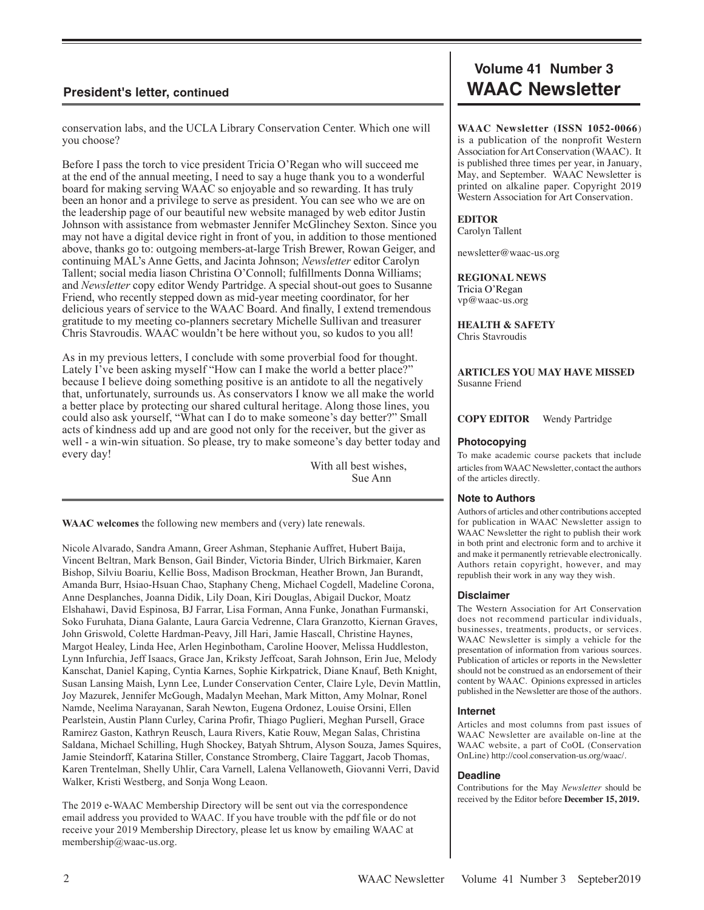## President's letter, continued

conservation labs, and the UCLA Library Conservation Center. Which one will you choose?

Before I pass the torch to vice president Tricia O'Regan who will succeed me at the end of the annual meeting, I need to say a huge thank you to a wonderful board for making serving WAAC so enjoyable and so rewarding. It has truly been an honor and a privilege to serve as president. You can see who we are on the leadership page of our beautiful new website managed by web editor Justin Johnson with assistance from webmaster Jennifer McGlinchey Sexton. Since you may not have a digital device right in front of you, in addition to those mentioned above, thanks go to: outgoing members-at-large Trish Brewer, Rowan Geiger, and continuing MAL's Anne Getts, and Jacinta Johnson; *Newsletter* editor Carolyn Tallent; social media liason Christina O'Connoll; fulfillments Donna Williams; and *Newsletter* copy editor Wendy Partridge. A special shout-out goes to Susanne Friend, who recently stepped down as mid-year meeting coordinator, for her delicious years of service to the WAAC Board. And finally, I extend tremendous gratitude to my meeting co-planners secretary Michelle Sullivan and treasurer Chris Stavroudis. WAAC wouldn't be here without you, so kudos to you all!

As in my previous letters, I conclude with some proverbial food for thought. Lately I've been asking myself "How can I make the world a better place?" because I believe doing something positive is an antidote to all the negatively that, unfortunately, surrounds us. As conservators I know we all make the world a better place by protecting our shared cultural heritage. Along those lines, you could also ask yourself, "What can I do to make someone's day better?" Small acts of kindness add up and are good not only for the receiver, but the giver as well - a win-win situation. So please, try to make someone's day better today and every day!

With all best wishes,
Sue Ann

---

**WAAC welcomes** the following new members and (very) late renewals.

Nicole Alvarado, Sandra Amann, Greer Ashman, Stephanie Auffret, Hubert Baija, Vincent Beltran, Mark Benson, Gail Binder, Victoria Binder, Ulrich Birkmaier, Karen Bishop, Silviu Boariu, Kellie Boss, Madison Brockman, Heather Brown, Jan Burandt, Amanda Burr, Hsiao-Hsuan Chao, Staphany Cheng, Michael Cogdell, Madeline Corona, Anne Desplanches, Joanna Didik, Lily Doan, Kiri Douglas, Abigail Duckor, Moatz Elshahawi, David Espinosa, BJ Farrar, Lisa Forman, Anna Funke, Jonathan Furmanski, Soko Furuhata, Diana Galante, Laura Garcia Vedrenne, Clara Granzotto, Kiernan Graves, John Griswold, Colette Hardman-Peavy, Jill Hari, Jamie Hascall, Christine Haynes, Margot Healey, Linda Hee, Arlen Heginbotham, Caroline Hoover, Melissa Huddleston, Lynn Infurchia, Jeff Isaacs, Grace Jan, Kriksty Jeffcoat, Sarah Johnson, Erin Jue, Melody Kanschat, Daniel Kaping, Cyntia Karnes, Sophie Kirkpatrick, Diane Knauf, Beth Knight, Susan Lansing Maish, Lynn Lee, Lunder Conservation Center, Claire Lyle, Devin Mattlin, Joy Mazurek, Jennifer McGough, Madalyn Meehan, Mark Mitton, Amy Molnar, Ronel Namde, Neelima Narayanan, Sarah Newton, Eugena Ordonez, Louise Orsini, Ellen Pearlstein, Austin Plann Curley, Carina Profir, Thiago Puglieri, Meghan Pursell, Grace Ramirez Gaston, Kathryn Reusch, Laura Rivers, Katie Rouw, Megan Salas, Christina Saldana, Michael Schilling, Hugh Shockey, Batyah Shtrum, Alyson Souza, James Squires, Jamie Steindorff, Katarina Stiller, Constance Stromberg, Claire Taggart, Jacob Thomas, Karen Trentelman, Shelly Uhlir, Cara Varnell, Lalena Vellanoweth, Giovanni Verri, David Walker, Kristi Westberg, and Sonja Wong Leaon.

The 2019 e-WAAC Membership Directory will be sent out via the correspondence email address you provided to WAAC. If you have trouble with the pdf file or do not receive your 2019 Membership Directory, please let us know by emailing WAAC at membership@waac-us.org.

---

# Volume 41 Number 3
# WAAC Newsletter

**WAAC Newsletter (ISSN 1052-0066)** is a publication of the nonprofit Western Association for Art Conservation (WAAC). It is published three times per year, in January, May, and September. WAAC Newsletter is printed on alkaline paper. Copyright 2019 Western Association for Art Conservation.

**EDITOR**
Carolyn Tallent

newsletter@waac-us.org

**REGIONAL NEWS**
Tricia O'Regan
vp@waac-us.org

**HEALTH & SAFETY**
Chris Stavroudis

**ARTICLES YOU MAY HAVE MISSED**
Susanne Friend

**COPY EDITOR** Wendy Partridge

### Photocopying

To make academic course packets that include articles from WAAC Newsletter, contact the authors of the articles directly.

### Note to Authors

Authors of articles and other contributions accepted for publication in WAAC Newsletter assign to WAAC Newsletter the right to publish their work in both print and electronic form and to archive it and make it permanently retrievable electronically. Authors retain copyright, however, and may republish their work in any way they wish.

### Disclaimer

The Western Association for Art Conservation does not recommend particular individuals, businesses, treatments, products, or services. WAAC Newsletter is simply a vehicle for the presentation of information from various sources. Publication of articles or reports in the Newsletter should not be construed as an endorsement of their content by WAAC. Opinions expressed in articles published in the Newsletter are those of the authors.

### Internet

Articles and most columns from past issues of WAAC Newsletter are available on-line at the WAAC website, a part of CoOL (Conservation OnLine) http://cool.conservation-us.org/waac/.

### Deadline

Contributions for the May *Newsletter* should be received by the Editor before **December 15, 2019.**